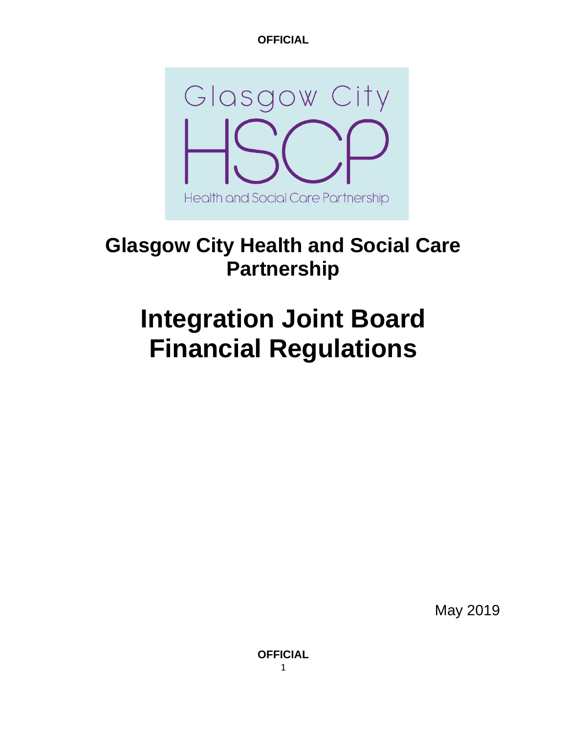# Glasgow City Health and Social Care Partnership

# Integration Joint Board Financial Regulations

May 2019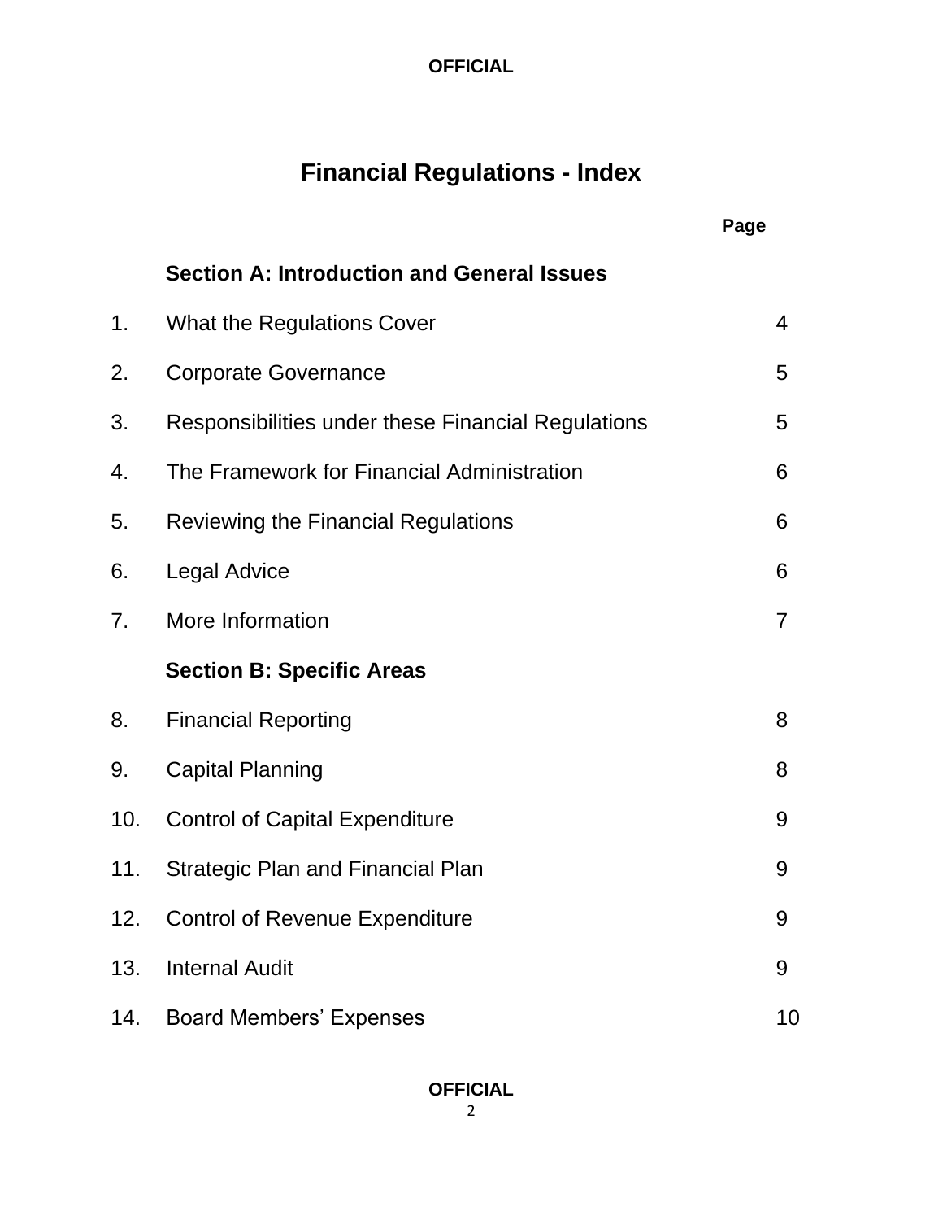# Financial Regulations - Index

| | | Page |
|---|---|---|
| | **Section A: Introduction and General Issues** | |
| 1. | What the Regulations Cover | 4 |
| 2. | Corporate Governance | 5 |
| 3. | Responsibilities under these Financial Regulations | 5 |
| 4. | The Framework for Financial Administration | 6 |
| 5. | Reviewing the Financial Regulations | 6 |
| 6. | Legal Advice | 6 |
| 7. | More Information | 7 |
| | **Section B: Specific Areas** | |
| 8. | Financial Reporting | 8 |
| 9. | Capital Planning | 8 |
| 10. | Control of Capital Expenditure | 9 |
| 11. | Strategic Plan and Financial Plan | 9 |
| 12. | Control of Revenue Expenditure | 9 |
| 13. | Internal Audit | 9 |
| 14. | Board Members' Expenses | 10 |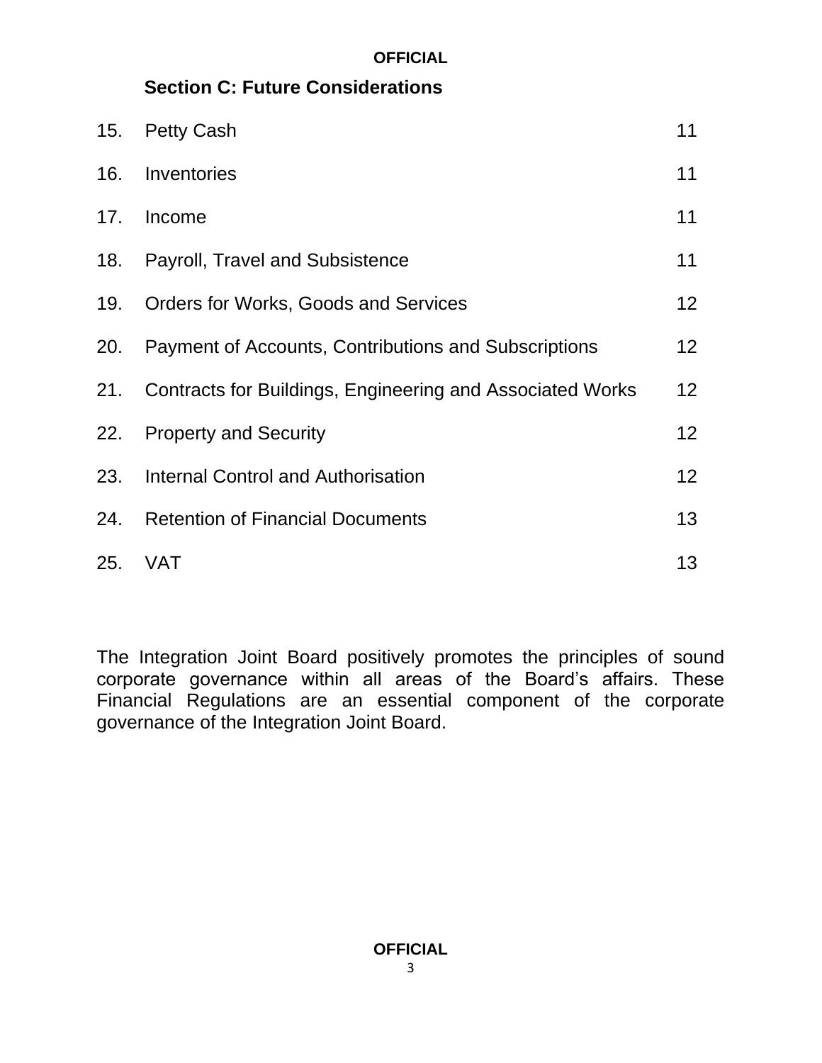## Section C: Future Considerations

| | | |
|---|---|---|
| 15. | Petty Cash | 11 |
| 16. | Inventories | 11 |
| 17. | Income | 11 |
| 18. | Payroll, Travel and Subsistence | 11 |
| 19. | Orders for Works, Goods and Services | 12 |
| 20. | Payment of Accounts, Contributions and Subscriptions | 12 |
| 21. | Contracts for Buildings, Engineering and Associated Works | 12 |
| 22. | Property and Security | 12 |
| 23. | Internal Control and Authorisation | 12 |
| 24. | Retention of Financial Documents | 13 |
| 25. | VAT | 13 |

The Integration Joint Board positively promotes the principles of sound corporate governance within all areas of the Board's affairs. These Financial Regulations are an essential component of the corporate governance of the Integration Joint Board.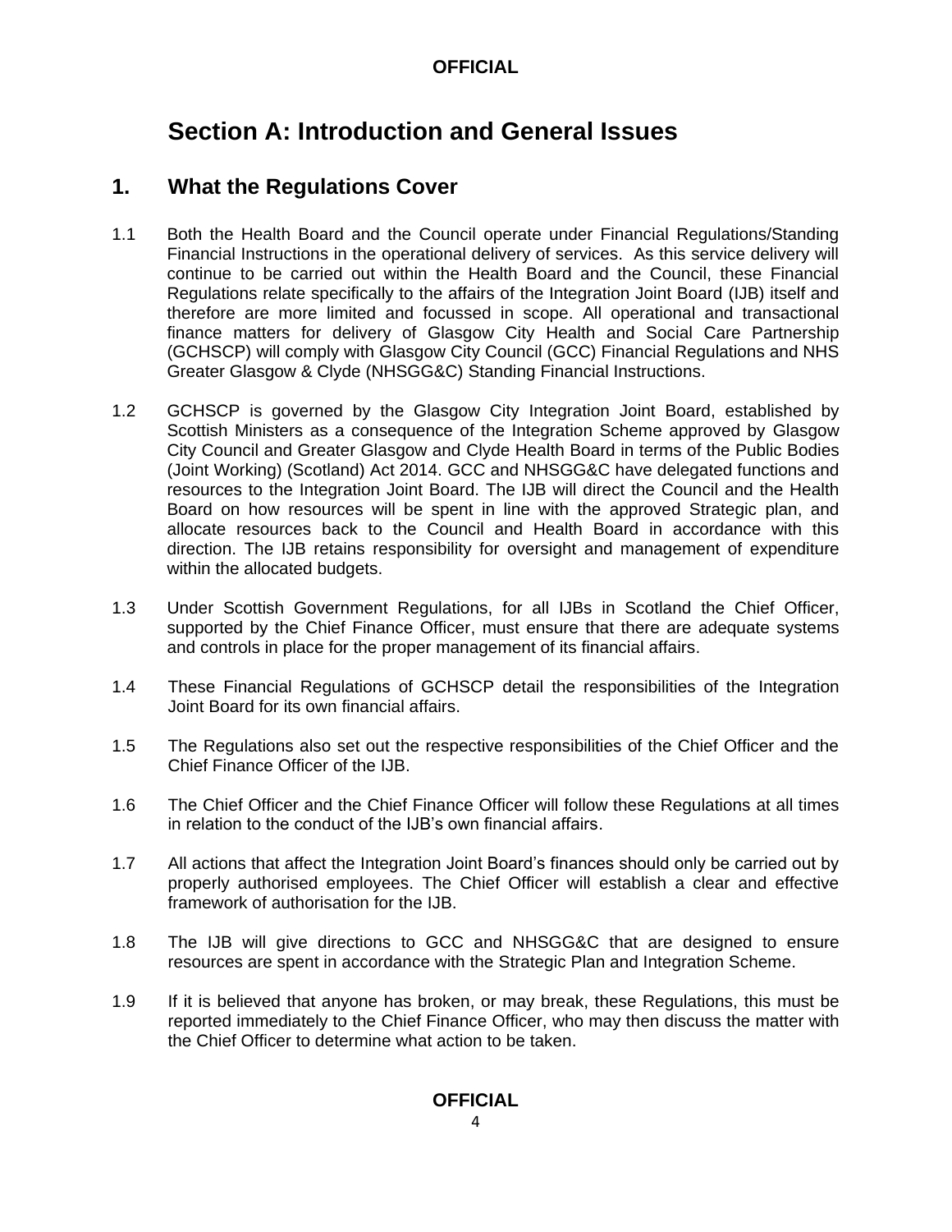# Section A: Introduction and General Issues

## 1. What the Regulations Cover

1.1 Both the Health Board and the Council operate under Financial Regulations/Standing Financial Instructions in the operational delivery of services. As this service delivery will continue to be carried out within the Health Board and the Council, these Financial Regulations relate specifically to the affairs of the Integration Joint Board (IJB) itself and therefore are more limited and focussed in scope. All operational and transactional finance matters for delivery of Glasgow City Health and Social Care Partnership (GCHSCP) will comply with Glasgow City Council (GCC) Financial Regulations and NHS Greater Glasgow & Clyde (NHSGG&C) Standing Financial Instructions.

1.2 GCHSCP is governed by the Glasgow City Integration Joint Board, established by Scottish Ministers as a consequence of the Integration Scheme approved by Glasgow City Council and Greater Glasgow and Clyde Health Board in terms of the Public Bodies (Joint Working) (Scotland) Act 2014. GCC and NHSGG&C have delegated functions and resources to the Integration Joint Board. The IJB will direct the Council and the Health Board on how resources will be spent in line with the approved Strategic plan, and allocate resources back to the Council and Health Board in accordance with this direction. The IJB retains responsibility for oversight and management of expenditure within the allocated budgets.

1.3 Under Scottish Government Regulations, for all IJBs in Scotland the Chief Officer, supported by the Chief Finance Officer, must ensure that there are adequate systems and controls in place for the proper management of its financial affairs.

1.4 These Financial Regulations of GCHSCP detail the responsibilities of the Integration Joint Board for its own financial affairs.

1.5 The Regulations also set out the respective responsibilities of the Chief Officer and the Chief Finance Officer of the IJB.

1.6 The Chief Officer and the Chief Finance Officer will follow these Regulations at all times in relation to the conduct of the IJB's own financial affairs.

1.7 All actions that affect the Integration Joint Board's finances should only be carried out by properly authorised employees. The Chief Officer will establish a clear and effective framework of authorisation for the IJB.

1.8 The IJB will give directions to GCC and NHSGG&C that are designed to ensure resources are spent in accordance with the Strategic Plan and Integration Scheme.

1.9 If it is believed that anyone has broken, or may break, these Regulations, this must be reported immediately to the Chief Finance Officer, who may then discuss the matter with the Chief Officer to determine what action to be taken.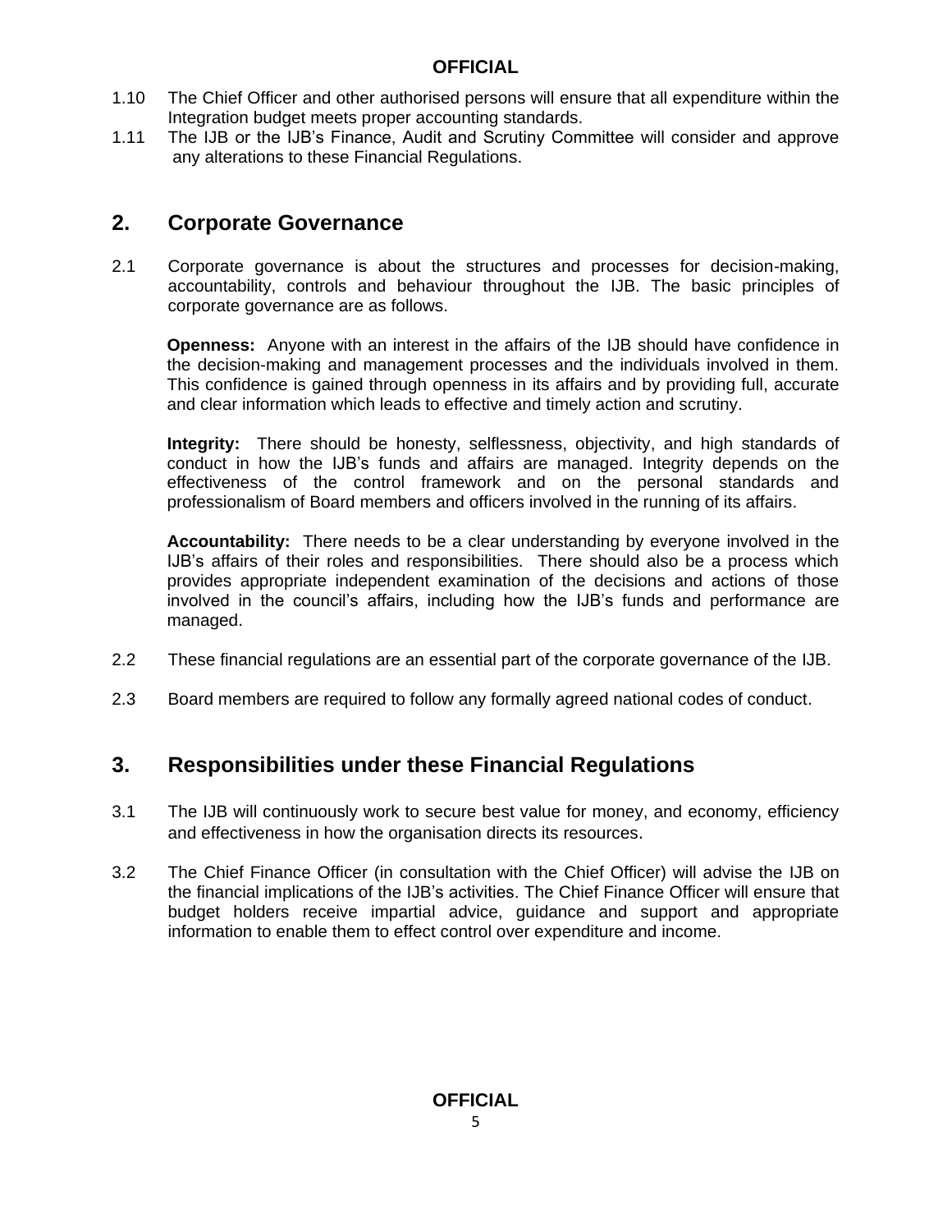1.10 The Chief Officer and other authorised persons will ensure that all expenditure within the Integration budget meets proper accounting standards.

1.11 The IJB or the IJB's Finance, Audit and Scrutiny Committee will consider and approve any alterations to these Financial Regulations.

## 2. Corporate Governance

2.1 Corporate governance is about the structures and processes for decision-making, accountability, controls and behaviour throughout the IJB. The basic principles of corporate governance are as follows.

**Openness:** Anyone with an interest in the affairs of the IJB should have confidence in the decision-making and management processes and the individuals involved in them. This confidence is gained through openness in its affairs and by providing full, accurate and clear information which leads to effective and timely action and scrutiny.

**Integrity:** There should be honesty, selflessness, objectivity, and high standards of conduct in how the IJB's funds and affairs are managed. Integrity depends on the effectiveness of the control framework and on the personal standards and professionalism of Board members and officers involved in the running of its affairs.

**Accountability:** There needs to be a clear understanding by everyone involved in the IJB's affairs of their roles and responsibilities. There should also be a process which provides appropriate independent examination of the decisions and actions of those involved in the council's affairs, including how the IJB's funds and performance are managed.

2.2 These financial regulations are an essential part of the corporate governance of the IJB.

2.3 Board members are required to follow any formally agreed national codes of conduct.

## 3. Responsibilities under these Financial Regulations

3.1 The IJB will continuously work to secure best value for money, and economy, efficiency and effectiveness in how the organisation directs its resources.

3.2 The Chief Finance Officer (in consultation with the Chief Officer) will advise the IJB on the financial implications of the IJB's activities. The Chief Finance Officer will ensure that budget holders receive impartial advice, guidance and support and appropriate information to enable them to effect control over expenditure and income.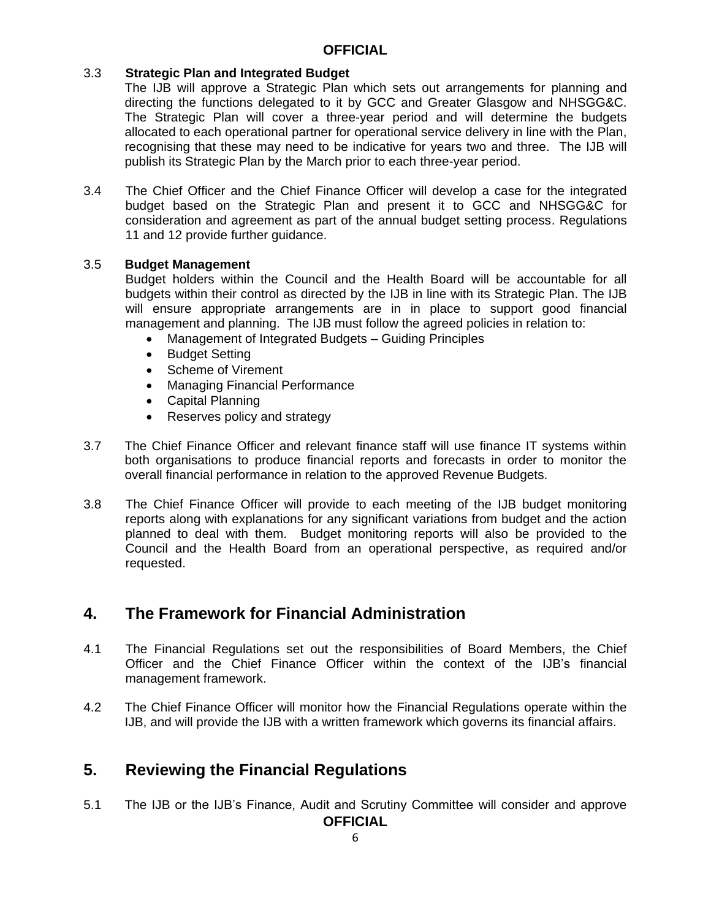3.3 **Strategic Plan and Integrated Budget**

The IJB will approve a Strategic Plan which sets out arrangements for planning and directing the functions delegated to it by GCC and Greater Glasgow and NHSGG&C. The Strategic Plan will cover a three-year period and will determine the budgets allocated to each operational partner for operational service delivery in line with the Plan, recognising that these may need to be indicative for years two and three. The IJB will publish its Strategic Plan by the March prior to each three-year period.

3.4 The Chief Officer and the Chief Finance Officer will develop a case for the integrated budget based on the Strategic Plan and present it to GCC and NHSGG&C for consideration and agreement as part of the annual budget setting process. Regulations 11 and 12 provide further guidance.

3.5 **Budget Management**

Budget holders within the Council and the Health Board will be accountable for all budgets within their control as directed by the IJB in line with its Strategic Plan. The IJB will ensure appropriate arrangements are in in place to support good financial management and planning. The IJB must follow the agreed policies in relation to:

- Management of Integrated Budgets – Guiding Principles
- Budget Setting
- Scheme of Virement
- Managing Financial Performance
- Capital Planning
- Reserves policy and strategy

3.7 The Chief Finance Officer and relevant finance staff will use finance IT systems within both organisations to produce financial reports and forecasts in order to monitor the overall financial performance in relation to the approved Revenue Budgets.

3.8 The Chief Finance Officer will provide to each meeting of the IJB budget monitoring reports along with explanations for any significant variations from budget and the action planned to deal with them. Budget monitoring reports will also be provided to the Council and the Health Board from an operational perspective, as required and/or requested.

## 4. The Framework for Financial Administration

4.1 The Financial Regulations set out the responsibilities of Board Members, the Chief Officer and the Chief Finance Officer within the context of the IJB's financial management framework.

4.2 The Chief Finance Officer will monitor how the Financial Regulations operate within the IJB, and will provide the IJB with a written framework which governs its financial affairs.

## 5. Reviewing the Financial Regulations

5.1 The IJB or the IJB's Finance, Audit and Scrutiny Committee will consider and approve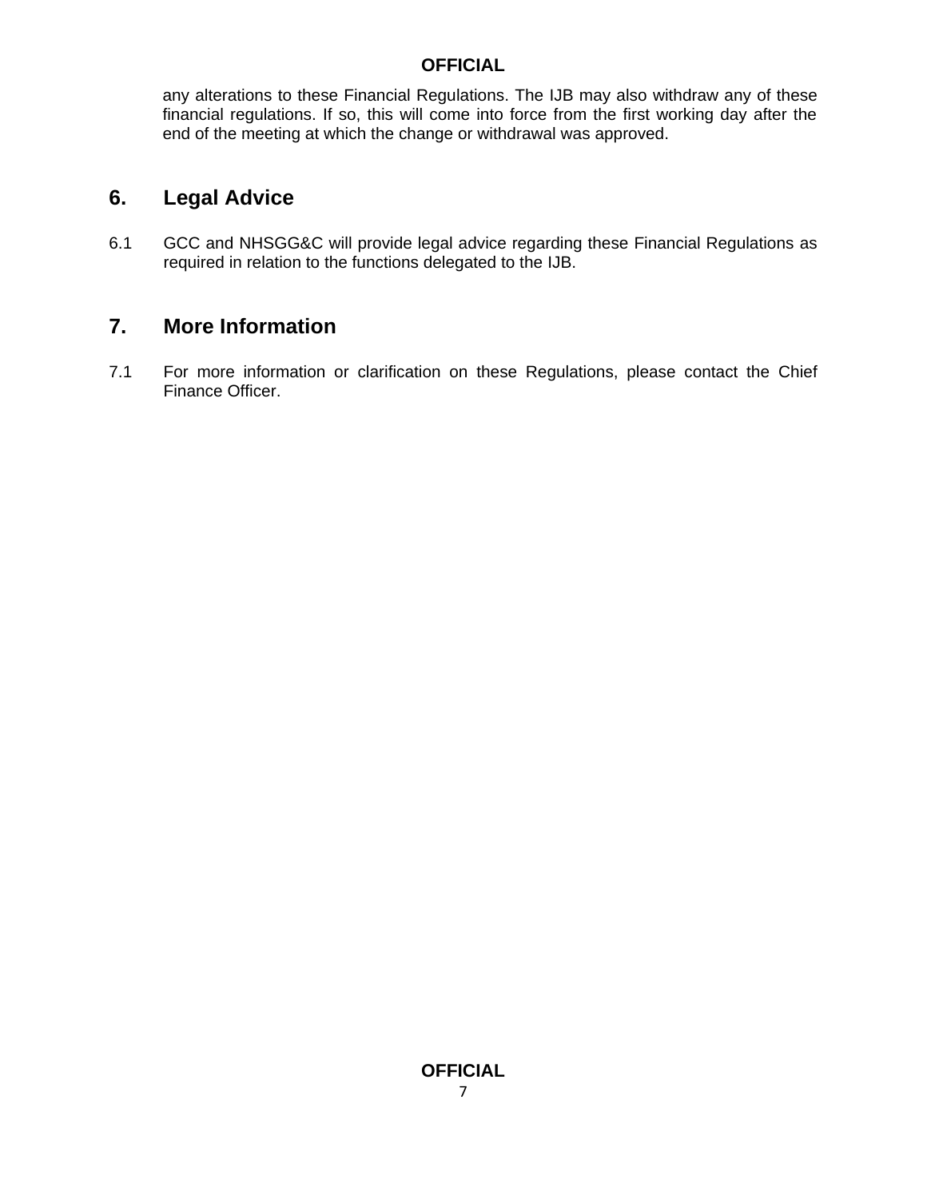any alterations to these Financial Regulations. The IJB may also withdraw any of these financial regulations. If so, this will come into force from the first working day after the end of the meeting at which the change or withdrawal was approved.

## 6. Legal Advice

6.1 GCC and NHSGG&C will provide legal advice regarding these Financial Regulations as required in relation to the functions delegated to the IJB.

## 7. More Information

7.1 For more information or clarification on these Regulations, please contact the Chief Finance Officer.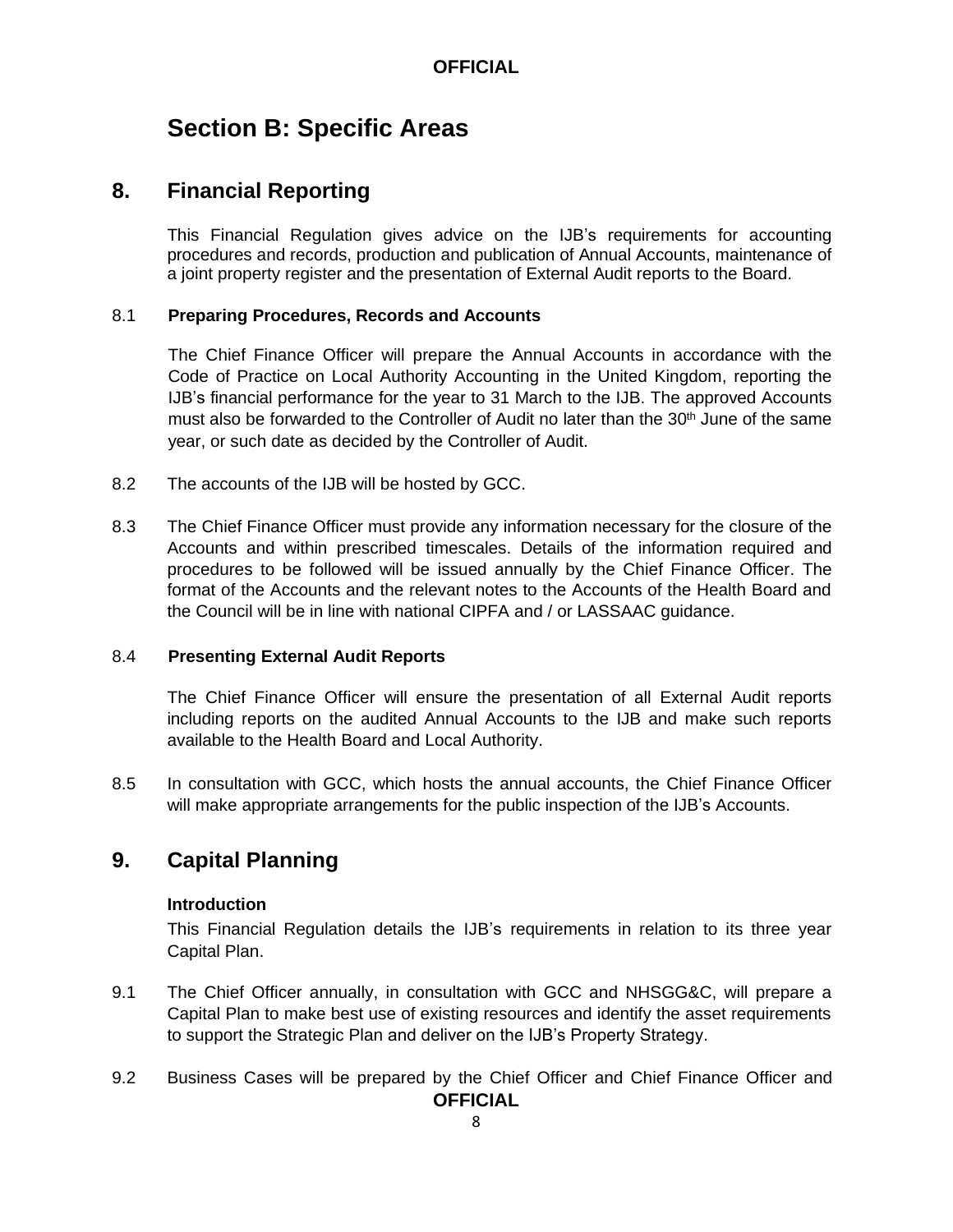# Section B: Specific Areas

## 8. Financial Reporting

This Financial Regulation gives advice on the IJB's requirements for accounting procedures and records, production and publication of Annual Accounts, maintenance of a joint property register and the presentation of External Audit reports to the Board.

8.1 **Preparing Procedures, Records and Accounts**

The Chief Finance Officer will prepare the Annual Accounts in accordance with the Code of Practice on Local Authority Accounting in the United Kingdom, reporting the IJB's financial performance for the year to 31 March to the IJB. The approved Accounts must also be forwarded to the Controller of Audit no later than the 30th June of the same year, or such date as decided by the Controller of Audit.

8.2 The accounts of the IJB will be hosted by GCC.

8.3 The Chief Finance Officer must provide any information necessary for the closure of the Accounts and within prescribed timescales. Details of the information required and procedures to be followed will be issued annually by the Chief Finance Officer. The format of the Accounts and the relevant notes to the Accounts of the Health Board and the Council will be in line with national CIPFA and / or LASSAAC guidance.

8.4 **Presenting External Audit Reports**

The Chief Finance Officer will ensure the presentation of all External Audit reports including reports on the audited Annual Accounts to the IJB and make such reports available to the Health Board and Local Authority.

8.5 In consultation with GCC, which hosts the annual accounts, the Chief Finance Officer will make appropriate arrangements for the public inspection of the IJB's Accounts.

## 9. Capital Planning

**Introduction**

This Financial Regulation details the IJB's requirements in relation to its three year Capital Plan.

9.1 The Chief Officer annually, in consultation with GCC and NHSGG&C, will prepare a Capital Plan to make best use of existing resources and identify the asset requirements to support the Strategic Plan and deliver on the IJB's Property Strategy.

9.2 Business Cases will be prepared by the Chief Officer and Chief Finance Officer and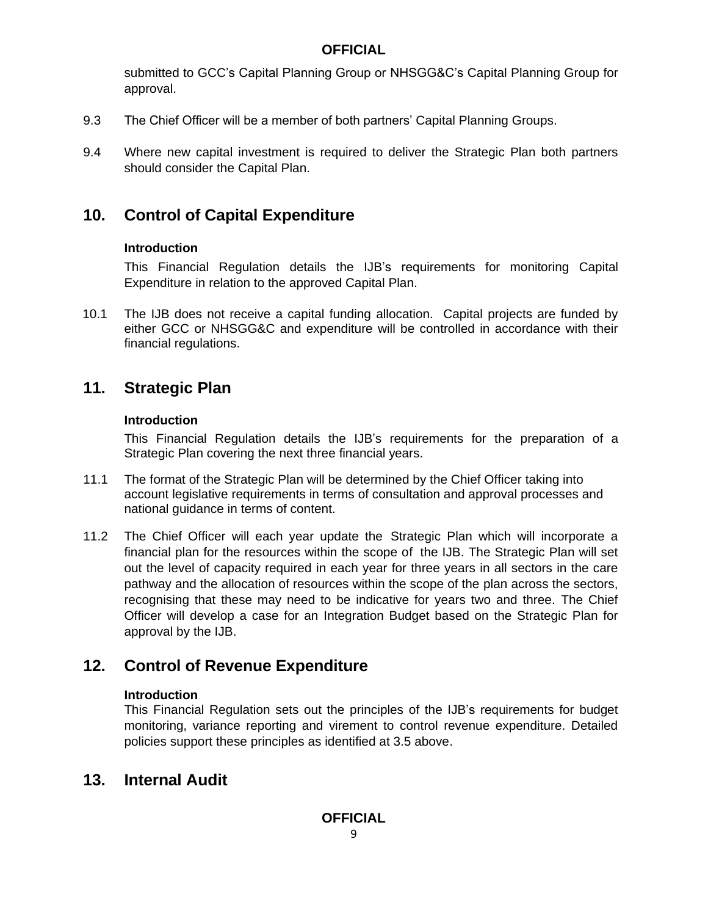submitted to GCC's Capital Planning Group or NHSGG&C's Capital Planning Group for approval.

9.3 The Chief Officer will be a member of both partners' Capital Planning Groups.

9.4 Where new capital investment is required to deliver the Strategic Plan both partners should consider the Capital Plan.

## 10. Control of Capital Expenditure

**Introduction**

This Financial Regulation details the IJB's requirements for monitoring Capital Expenditure in relation to the approved Capital Plan.

10.1 The IJB does not receive a capital funding allocation. Capital projects are funded by either GCC or NHSGG&C and expenditure will be controlled in accordance with their financial regulations.

## 11. Strategic Plan

**Introduction**

This Financial Regulation details the IJB's requirements for the preparation of a Strategic Plan covering the next three financial years.

11.1 The format of the Strategic Plan will be determined by the Chief Officer taking into account legislative requirements in terms of consultation and approval processes and national guidance in terms of content.

11.2 The Chief Officer will each year update the Strategic Plan which will incorporate a financial plan for the resources within the scope of the IJB. The Strategic Plan will set out the level of capacity required in each year for three years in all sectors in the care pathway and the allocation of resources within the scope of the plan across the sectors, recognising that these may need to be indicative for years two and three. The Chief Officer will develop a case for an Integration Budget based on the Strategic Plan for approval by the IJB.

## 12. Control of Revenue Expenditure

**Introduction**

This Financial Regulation sets out the principles of the IJB's requirements for budget monitoring, variance reporting and virement to control revenue expenditure. Detailed policies support these principles as identified at 3.5 above.

## 13. Internal Audit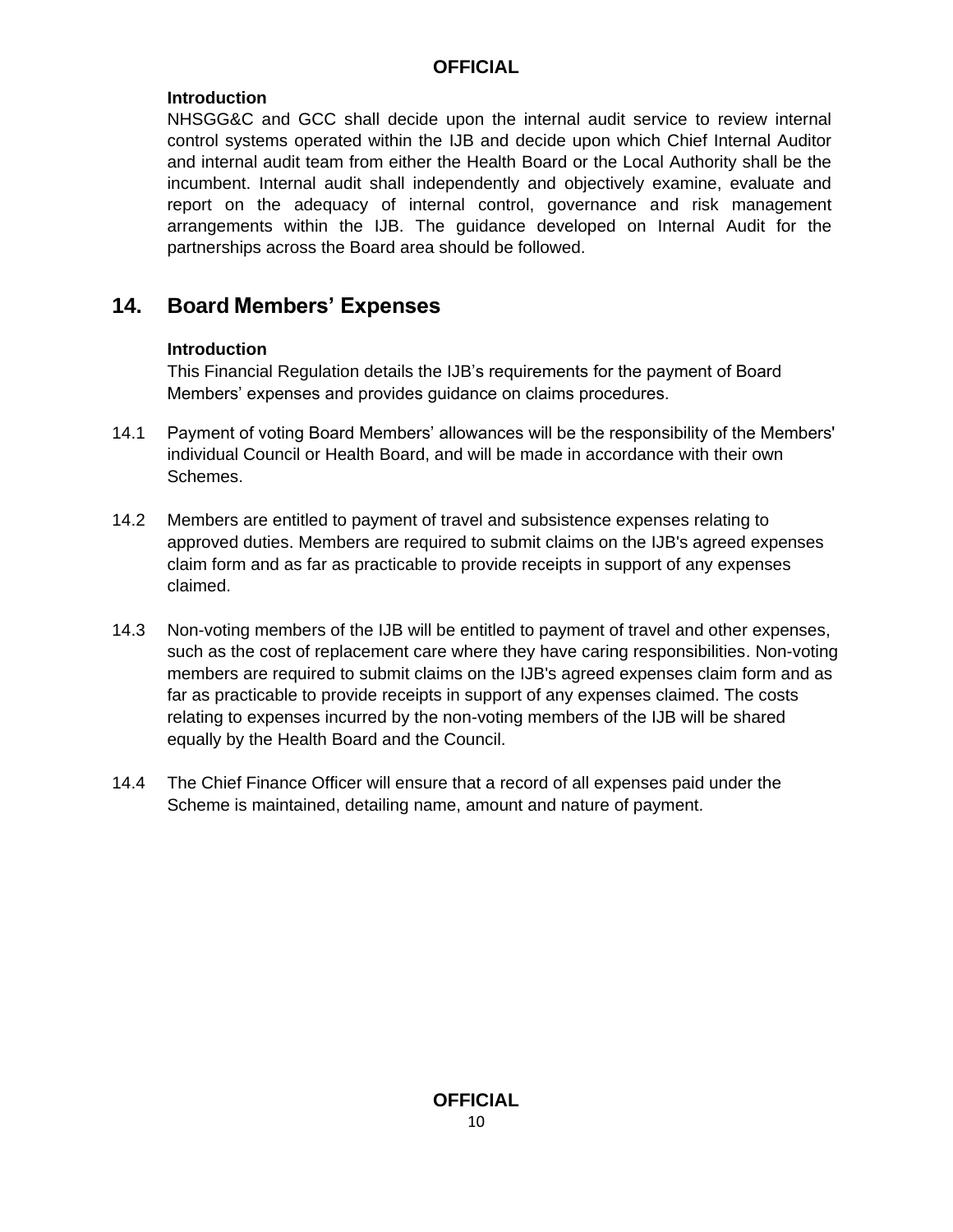**Introduction**

NHSGG&C and GCC shall decide upon the internal audit service to review internal control systems operated within the IJB and decide upon which Chief Internal Auditor and internal audit team from either the Health Board or the Local Authority shall be the incumbent. Internal audit shall independently and objectively examine, evaluate and report on the adequacy of internal control, governance and risk management arrangements within the IJB. The guidance developed on Internal Audit for the partnerships across the Board area should be followed.

## 14. Board Members' Expenses

**Introduction**

This Financial Regulation details the IJB's requirements for the payment of Board Members' expenses and provides guidance on claims procedures.

14.1 Payment of voting Board Members' allowances will be the responsibility of the Members' individual Council or Health Board, and will be made in accordance with their own Schemes.

14.2 Members are entitled to payment of travel and subsistence expenses relating to approved duties. Members are required to submit claims on the IJB's agreed expenses claim form and as far as practicable to provide receipts in support of any expenses claimed.

14.3 Non-voting members of the IJB will be entitled to payment of travel and other expenses, such as the cost of replacement care where they have caring responsibilities. Non-voting members are required to submit claims on the IJB's agreed expenses claim form and as far as practicable to provide receipts in support of any expenses claimed. The costs relating to expenses incurred by the non-voting members of the IJB will be shared equally by the Health Board and the Council.

14.4 The Chief Finance Officer will ensure that a record of all expenses paid under the Scheme is maintained, detailing name, amount and nature of payment.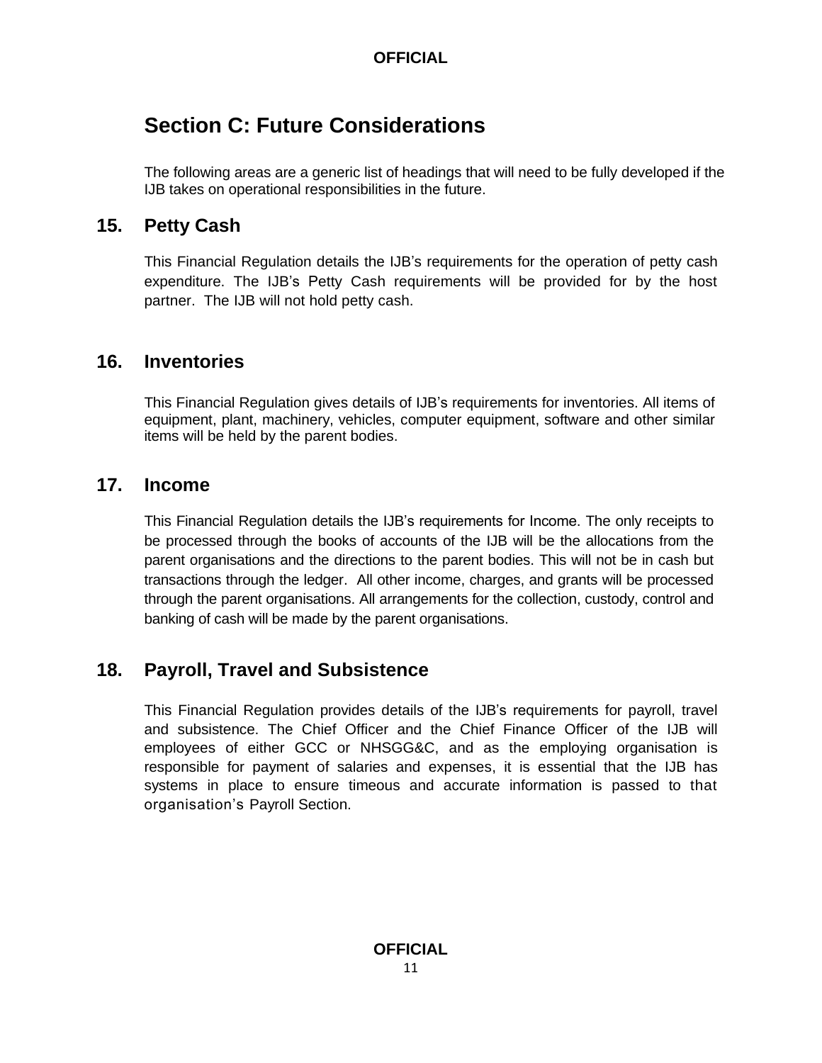# Section C: Future Considerations

The following areas are a generic list of headings that will need to be fully developed if the IJB takes on operational responsibilities in the future.

## 15. Petty Cash

This Financial Regulation details the IJB's requirements for the operation of petty cash expenditure. The IJB's Petty Cash requirements will be provided for by the host partner. The IJB will not hold petty cash.

## 16. Inventories

This Financial Regulation gives details of IJB's requirements for inventories. All items of equipment, plant, machinery, vehicles, computer equipment, software and other similar items will be held by the parent bodies.

## 17. Income

This Financial Regulation details the IJB's requirements for Income. The only receipts to be processed through the books of accounts of the IJB will be the allocations from the parent organisations and the directions to the parent bodies. This will not be in cash but transactions through the ledger. All other income, charges, and grants will be processed through the parent organisations. All arrangements for the collection, custody, control and banking of cash will be made by the parent organisations.

## 18. Payroll, Travel and Subsistence

This Financial Regulation provides details of the IJB's requirements for payroll, travel and subsistence. The Chief Officer and the Chief Finance Officer of the IJB will employees of either GCC or NHSGG&C, and as the employing organisation is responsible for payment of salaries and expenses, it is essential that the IJB has systems in place to ensure timeous and accurate information is passed to that organisation's Payroll Section.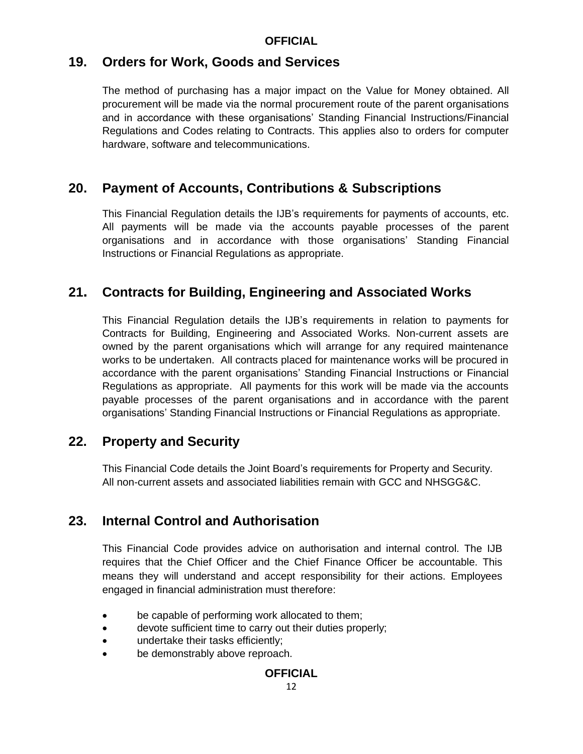## 19. Orders for Work, Goods and Services

The method of purchasing has a major impact on the Value for Money obtained. All procurement will be made via the normal procurement route of the parent organisations and in accordance with these organisations' Standing Financial Instructions/Financial Regulations and Codes relating to Contracts. This applies also to orders for computer hardware, software and telecommunications.

## 20. Payment of Accounts, Contributions & Subscriptions

This Financial Regulation details the IJB's requirements for payments of accounts, etc. All payments will be made via the accounts payable processes of the parent organisations and in accordance with those organisations' Standing Financial Instructions or Financial Regulations as appropriate.

## 21. Contracts for Building, Engineering and Associated Works

This Financial Regulation details the IJB's requirements in relation to payments for Contracts for Building, Engineering and Associated Works. Non-current assets are owned by the parent organisations which will arrange for any required maintenance works to be undertaken. All contracts placed for maintenance works will be procured in accordance with the parent organisations' Standing Financial Instructions or Financial Regulations as appropriate. All payments for this work will be made via the accounts payable processes of the parent organisations and in accordance with the parent organisations' Standing Financial Instructions or Financial Regulations as appropriate.

## 22. Property and Security

This Financial Code details the Joint Board's requirements for Property and Security. All non-current assets and associated liabilities remain with GCC and NHSGG&C.

## 23. Internal Control and Authorisation

This Financial Code provides advice on authorisation and internal control. The IJB requires that the Chief Officer and the Chief Finance Officer be accountable. This means they will understand and accept responsibility for their actions. Employees engaged in financial administration must therefore:

- be capable of performing work allocated to them;
- devote sufficient time to carry out their duties properly;
- undertake their tasks efficiently;
- be demonstrably above reproach.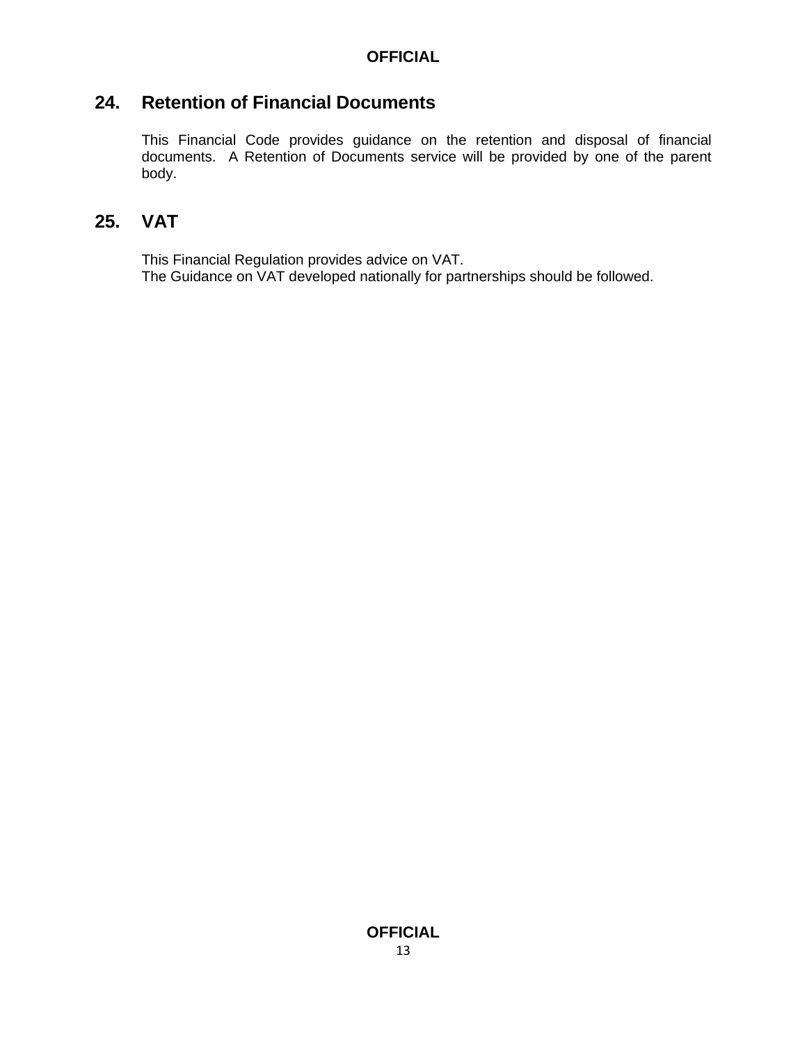## 24. Retention of Financial Documents

This Financial Code provides guidance on the retention and disposal of financial documents. A Retention of Documents service will be provided by one of the parent body.

## 25. VAT

This Financial Regulation provides advice on VAT.
The Guidance on VAT developed nationally for partnerships should be followed.